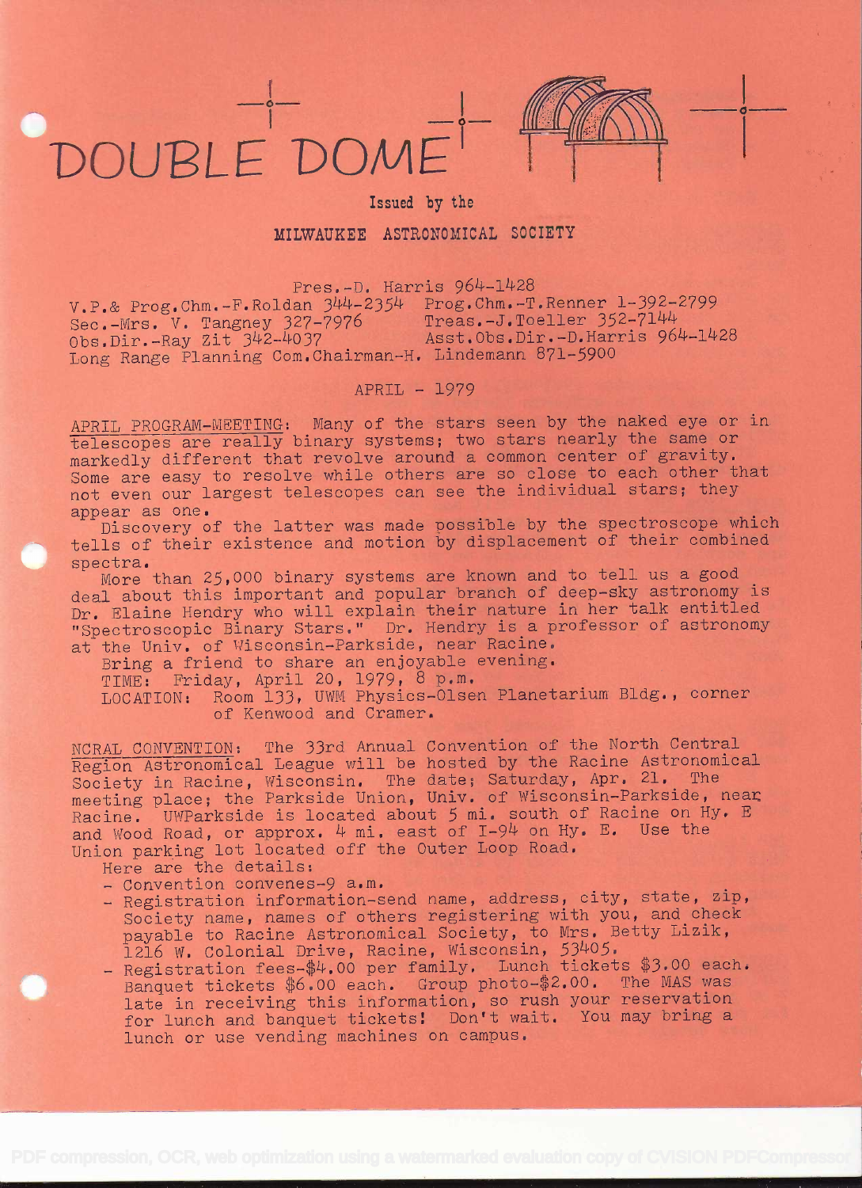# DOUBLE DOME

Issued by the

## MILWAUKEE ASTRONOMICAL SOCIETY

Pres.-D. Harris 964-1428
V.P.& Prog.Chm.-F.Roldan 344-2354 Prog.Chm.-T.Renner 1-392-2799
Sec.-Mrs. V. Tangney 327-7976 Treas.-J.Toeller 352-7144
Obs.Dir.-Ray Zit 342-4037 Asst.Obs.Dir.-D.Harris 964-1428
Long Range Planning Com.Chairman-H. Lindemann 871-5900

APRIL - 1979

APRIL PROGRAM-MEETING: Many of the stars seen by the naked eye or in telescopes are really binary systems; two stars nearly the same or markedly different that revolve around a common center of gravity. Some are easy to resolve while others are so close to each other that not even our largest telescopes can see the individual stars; they appear as one.

Discovery of the latter was made possible by the spectroscope which tells of their existence and motion by displacement of their combined spectra.

More than 25,000 binary systems are known and to tell us a good deal about this important and popular branch of deep-sky astronomy is Dr. Elaine Hendry who will explain their nature in her talk entitled "Spectroscopic Binary Stars." Dr. Hendry is a professor of astronomy at the Univ. of Wisconsin-Parkside, near Racine.

Bring a friend to share an enjoyable evening.

TIME: Friday, April 20, 1979, 8 p.m.

LOCATION: Room 133, UWM Physics-Olsen Planetarium Bldg., corner of Kenwood and Cramer.

NCRAL CONVENTION: The 33rd Annual Convention of the North Central Region Astronomical League will be hosted by the Racine Astronomical Society in Racine, Wisconsin. The date; Saturday, Apr. 21. The meeting place; the Parkside Union, Univ. of Wisconsin-Parkside, near Racine. UWParkside is located about 5 mi. south of Racine on Hy. E and Wood Road, or approx. 4 mi. east of I-94 on Hy. E. Use the Union parking lot located off the Outer Loop Road.

Here are the details:

- Convention convenes-9 a.m.
- Registration information-send name, address, city, state, zip, Society name, names of others registering with you, and check payable to Racine Astronomical Society, to Mrs. Betty Lizik, 1216 W. Colonial Drive, Racine, Wisconsin, 53405.
- Registration fees-$4.00 per family. Lunch tickets $3.00 each. Banquet tickets $6.00 each. Group photo-$2.00. The MAS was late in receiving this information, so rush your reservation for lunch and banquet tickets! Don't wait. You may bring a lunch or use vending machines on campus.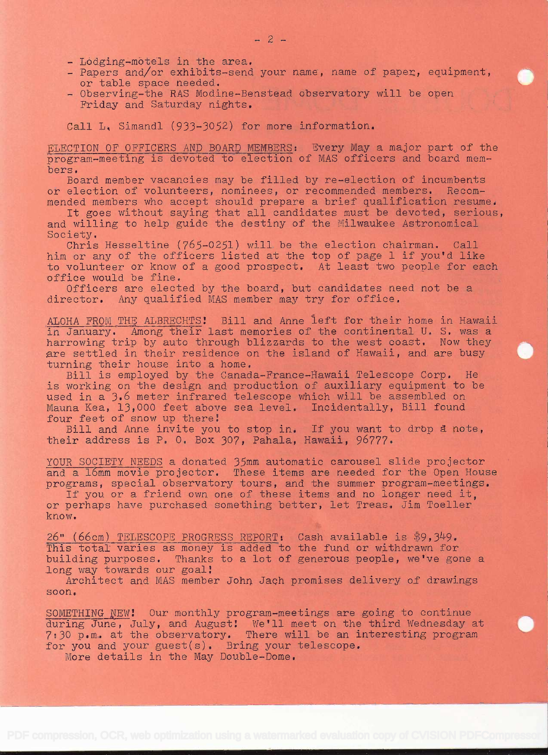- Lodging-motels in the area.
- Papers and/or exhibits-send your name, name of paper, equipment, or table space needed.
- Observing-the RAS Modine-Benstead observatory will be open Friday and Saturday nights.

Call L. Simandl (933-3052) for more information.

ELECTION OF OFFICERS AND BOARD MEMBERS: Every May a major part of the program-meeting is devoted to election of MAS officers and board members.

Board member vacancies may be filled by re-election of incumbents or election of volunteers, nominees, or recommended members. Recommended members who accept should prepare a brief qualification resume.

It goes without saying that all candidates must be devoted, serious, and willing to help guide the destiny of the Milwaukee Astronomical Society.

Chris Hesseltine (765-0251) will be the election chairman. Call him or any of the officers listed at the top of page 1 if you'd like to volunteer or know of a good prospect. At least two people for each office would be fine.

Officers are elected by the board, but candidates need not be a director. Any qualified MAS member may try for office.

ALOHA FROM THE ALBRECHTS! Bill and Anne left for their home in Hawaii in January. Among their last memories of the continental U. S. was a harrowing trip by auto through blizzards to the west coast. Now they are settled in their residence on the island of Hawaii, and are busy turning their house into a home.

Bill is employed by the Canada-France-Hawaii Telescope Corp. He is working on the design and production of auxiliary equipment to be used in a 3.6 meter infrared telescope which will be assembled on Mauna Kea, 13,000 feet above sea level. Incidentally, Bill found four feet of snow up there!

Bill and Anne invite you to stop in. If you want to drop a note, their address is P. O. Box 307, Pahala, Hawaii, 96777.

YOUR SOCIETY NEEDS a donated 35mm automatic carousel slide projector and a 16mm movie projector. These items are needed for the Open House programs, special observatory tours, and the summer program-meetings.

If you or a friend own one of these items and no longer need it, or perhaps have purchased something better, let Treas. Jim Toeller know.

26" (66cm) TELESCOPE PROGRESS REPORT: Cash available is $9,349. This total varies as money is added to the fund or withdrawn for building purposes. Thanks to a lot of generous people, we've gone a long way towards our goal!

Architect and MAS member John Jach promises delivery of drawings soon.

SOMETHING NEW! Our monthly program-meetings are going to continue during June, July, and August! We'll meet on the third Wednesday at 7:30 p.m. at the observatory. There will be an interesting program for you and your guest(s). Bring your telescope.

More details in the May Double-Dome.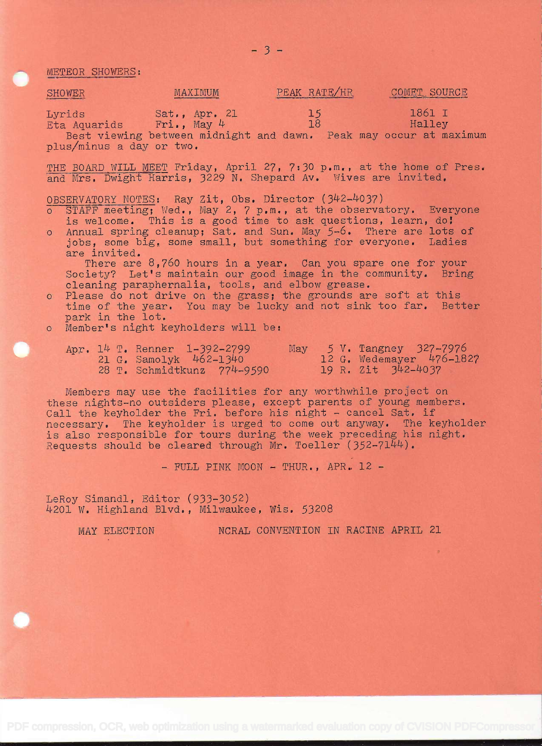METEOR SHOWERS:

| SHOWER | MAXIMUM | PEAK RATE/HR | COMET SOURCE |
|---|---|---|---|
| Lyrids | Sat., Apr. 21 | 15 | 1861 I |
| Eta Aquarids | Fri., May 4 | 18 | Halley |

Best viewing between midnight and dawn. Peak may occur at maximum plus/minus a day or two.

THE BOARD WILL MEET Friday, April 27, 7:30 p.m., at the home of Pres. and Mrs. Dwight Harris, 3229 N. Shepard Av. Wives are invited.

OBSERVATORY NOTES: Ray Zit, Obs. Director (342-4037)

- STAFF meeting; Wed., May 2, 7 p.m., at the observatory. Everyone is welcome. This is a good time to ask questions, learn, do!
- Annual spring cleanup; Sat. and Sun. May 5-6. There are lots of jobs, some big, some small, but something for everyone. Ladies are invited.

  There are 8,760 hours in a year. Can you spare one for your Society? Let's maintain our good image in the community. Bring cleaning paraphernalia, tools, and elbow grease.
- Please do not drive on the grass; the grounds are soft at this time of the year. You may be lucky and not sink too far. Better park in the lot.
- Member's night keyholders will be:

| | | | |
|---|---|---|---|
| Apr. 14 | T. Renner 1-392-2799 | May 5 | V. Tangney 327-7976 |
| 21 | G. Samolyk 462-1340 | 12 | G. Wedemayer 476-1827 |
| 28 | T. Schmidtkunz 774-9590 | 19 | R. Zit 342-4037 |

Members may use the facilities for any worthwhile project on these nights-no outsiders please, except parents of young members. Call the keyholder the Fri. before his night - cancel Sat. if necessary. The keyholder is urged to come out anyway. The keyholder is also responsible for tours during the week preceding his night. Requests should be cleared through Mr. Toeller (352-7144).

- FULL PINK MOON - THUR., APR. 12 -

LeRoy Simandl, Editor (933-3052)
4201 W. Highland Blvd., Milwaukee, Wis. 53208

MAY ELECTION NCRAL CONVENTION IN RACINE APRIL 21